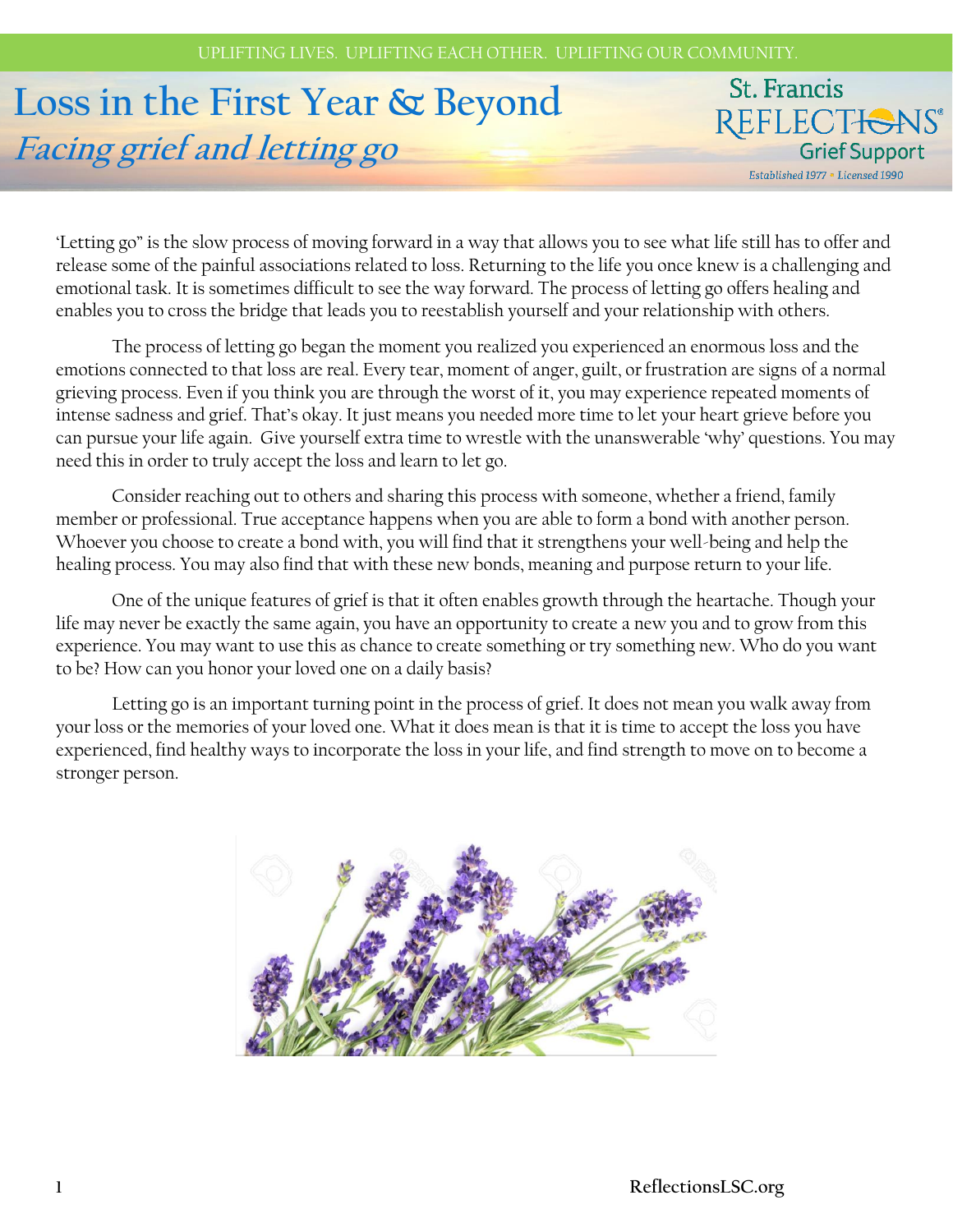UPLIFTING LIVES. UPLIFTING EACH OTHER. UPLIFTING OUR COMMUNITY.

# Loss in the First Year & Beyond

## *Facing grief and letting go*

St. Francis REFLECTIONS® Grief Support
*Established 1977 • Licensed 1990*

'Letting go" is the slow process of moving forward in a way that allows you to see what life still has to offer and release some of the painful associations related to loss. Returning to the life you once knew is a challenging and emotional task. It is sometimes difficult to see the way forward. The process of letting go offers healing and enables you to cross the bridge that leads you to reestablish yourself and your relationship with others.

The process of letting go began the moment you realized you experienced an enormous loss and the emotions connected to that loss are real. Every tear, moment of anger, guilt, or frustration are signs of a normal grieving process. Even if you think you are through the worst of it, you may experience repeated moments of intense sadness and grief. That's okay. It just means you needed more time to let your heart grieve before you can pursue your life again. Give yourself extra time to wrestle with the unanswerable 'why' questions. You may need this in order to truly accept the loss and learn to let go.

Consider reaching out to others and sharing this process with someone, whether a friend, family member or professional. True acceptance happens when you are able to form a bond with another person. Whoever you choose to create a bond with, you will find that it strengthens your well-being and help the healing process. You may also find that with these new bonds, meaning and purpose return to your life.

One of the unique features of grief is that it often enables growth through the heartache. Though your life may never be exactly the same again, you have an opportunity to create a new you and to grow from this experience. You may want to use this as chance to create something or try something new. Who do you want to be? How can you honor your loved one on a daily basis?

Letting go is an important turning point in the process of grief. It does not mean you walk away from your loss or the memories of your loved one. What it does mean is that it is time to accept the loss you have experienced, find healthy ways to incorporate the loss in your life, and find strength to move on to become a stronger person.

ReflectionsLSC.org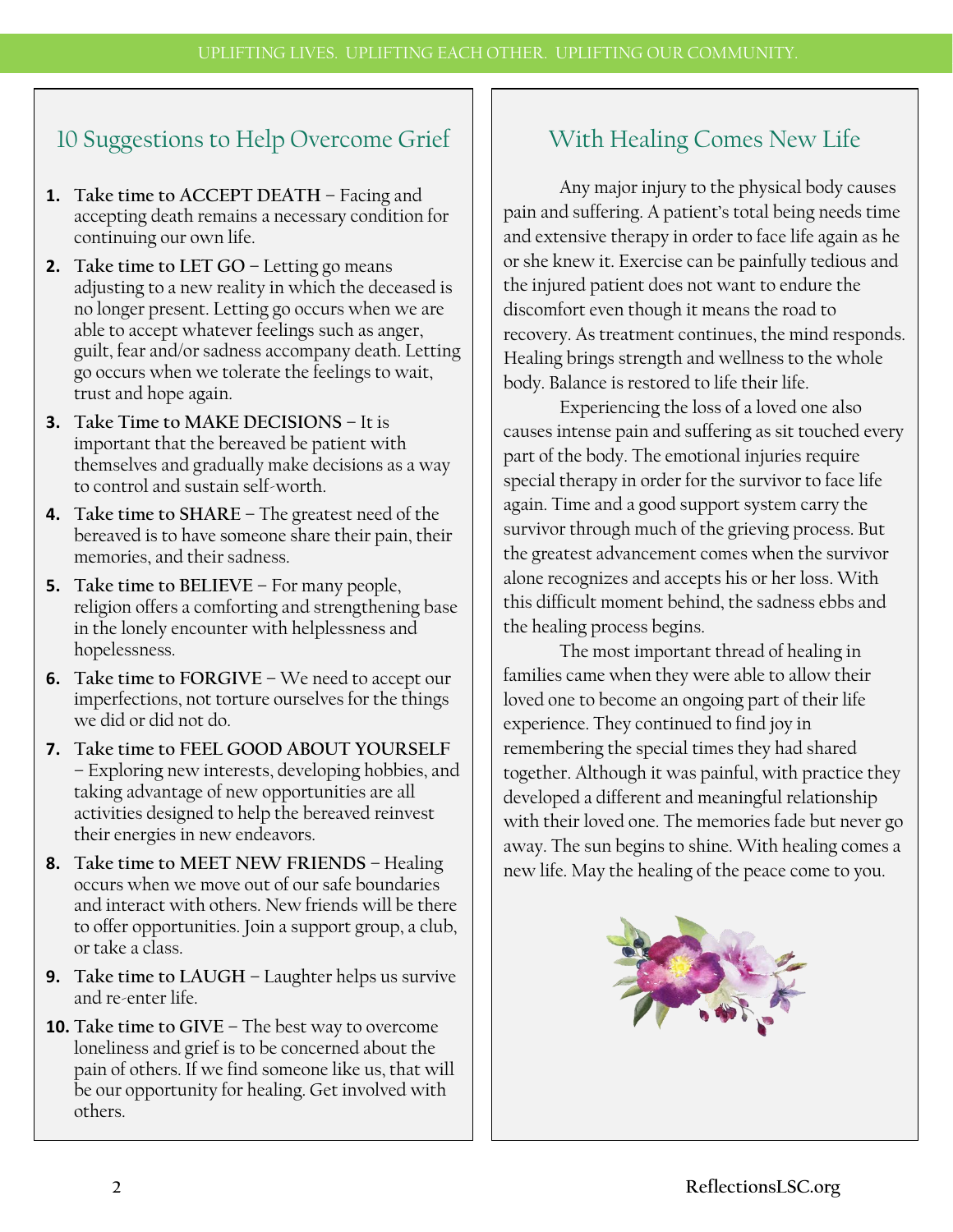## 10 Suggestions to Help Overcome Grief

1. **Take time to ACCEPT DEATH** – Facing and accepting death remains a necessary condition for continuing our own life.
2. **Take time to LET GO** – Letting go means adjusting to a new reality in which the deceased is no longer present. Letting go occurs when we are able to accept whatever feelings such as anger, guilt, fear and/or sadness accompany death. Letting go occurs when we tolerate the feelings to wait, trust and hope again.
3. **Take Time to MAKE DECISIONS** – It is important that the bereaved be patient with themselves and gradually make decisions as a way to control and sustain self-worth.
4. **Take time to SHARE** – The greatest need of the bereaved is to have someone share their pain, their memories, and their sadness.
5. **Take time to BELIEVE** – For many people, religion offers a comforting and strengthening base in the lonely encounter with helplessness and hopelessness.
6. **Take time to FORGIVE** – We need to accept our imperfections, not torture ourselves for the things we did or did not do.
7. **Take time to FEEL GOOD ABOUT YOURSELF** – Exploring new interests, developing hobbies, and taking advantage of new opportunities are all activities designed to help the bereaved reinvest their energies in new endeavors.
8. **Take time to MEET NEW FRIENDS** – Healing occurs when we move out of our safe boundaries and interact with others. New friends will be there to offer opportunities. Join a support group, a club, or take a class.
9. **Take time to LAUGH** – Laughter helps us survive and re-enter life.
10. **Take time to GIVE** – The best way to overcome loneliness and grief is to be concerned about the pain of others. If we find someone like us, that will be our opportunity for healing. Get involved with others.

## With Healing Comes New Life

Any major injury to the physical body causes pain and suffering. A patient's total being needs time and extensive therapy in order to face life again as he or she knew it. Exercise can be painfully tedious and the injured patient does not want to endure the discomfort even though it means the road to recovery. As treatment continues, the mind responds. Healing brings strength and wellness to the whole body. Balance is restored to life their life.

Experiencing the loss of a loved one also causes intense pain and suffering as sit touched every part of the body. The emotional injuries require special therapy in order for the survivor to face life again. Time and a good support system carry the survivor through much of the grieving process. But the greatest advancement comes when the survivor alone recognizes and accepts his or her loss. With this difficult moment behind, the sadness ebbs and the healing process begins.

The most important thread of healing in families came when they were able to allow their loved one to become an ongoing part of their life experience. They continued to find joy in remembering the special times they had shared together. Although it was painful, with practice they developed a different and meaningful relationship with their loved one. The memories fade but never go away. The sun begins to shine. With healing comes a new life. May the healing of the peace come to you.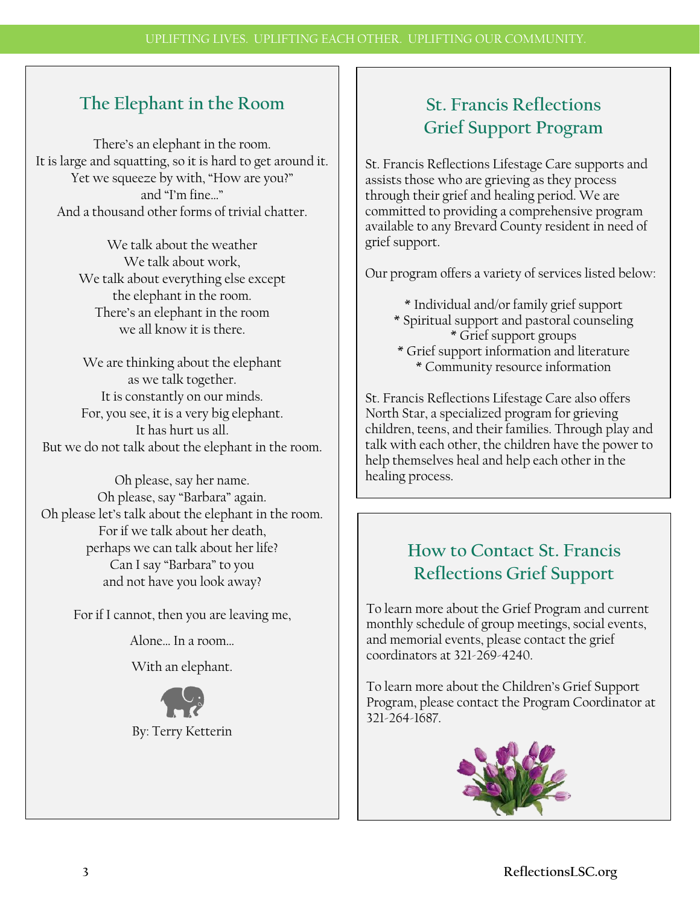UPLIFTING LIVES. UPLIFTING EACH OTHER. UPLIFTING OUR COMMUNITY.

## The Elephant in the Room

There's an elephant in the room.
It is large and squatting, so it is hard to get around it.
Yet we squeeze by with, "How are you?"
and "I'm fine…"
And a thousand other forms of trivial chatter.

We talk about the weather
We talk about work,
We talk about everything else except
the elephant in the room.
There's an elephant in the room
we all know it is there.

We are thinking about the elephant
as we talk together.
It is constantly on our minds.
For, you see, it is a very big elephant.
It has hurt us all.
But we do not talk about the elephant in the room.

Oh please, say her name.
Oh please, say "Barbara" again.
Oh please let's talk about the elephant in the room.
For if we talk about her death,
perhaps we can talk about her life?
Can I say "Barbara" to you
and not have you look away?

For if I cannot, then you are leaving me,

Alone… In a room…

With an elephant.

By: Terry Ketterin

## St. Francis Reflections Grief Support Program

St. Francis Reflections Lifestage Care supports and assists those who are grieving as they process through their grief and healing period. We are committed to providing a comprehensive program available to any Brevard County resident in need of grief support.

Our program offers a variety of services listed below:

* Individual and/or family grief support
* Spiritual support and pastoral counseling
* Grief support groups
* Grief support information and literature
* Community resource information

St. Francis Reflections Lifestage Care also offers North Star, a specialized program for grieving children, teens, and their families. Through play and talk with each other, the children have the power to help themselves heal and help each other in the healing process.

## How to Contact St. Francis Reflections Grief Support

To learn more about the Grief Program and current monthly schedule of group meetings, social events, and memorial events, please contact the grief coordinators at 321-269-4240.

To learn more about the Children's Grief Support Program, please contact the Program Coordinator at 321-264-1687.

ReflectionsLSC.org